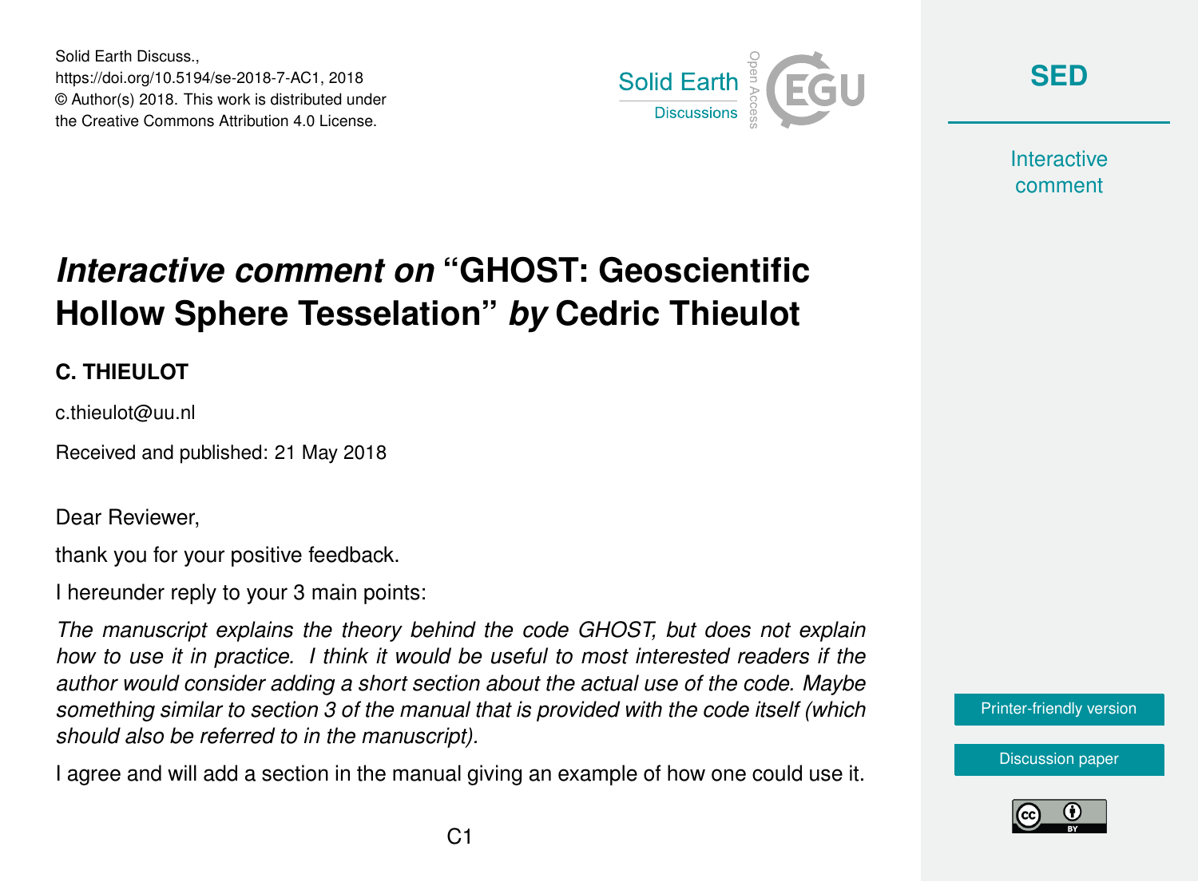Solid Earth Discuss., https://doi.org/10.5194/se-2018-7-AC1, 2018
© Author(s) 2018. This work is distributed under the Creative Commons Attribution 4.0 License.

# *Interactive comment on* "GHOST: Geoscientific Hollow Sphere Tesselation" *by* Cedric Thieulot

**C. THIEULOT**

c.thieulot@uu.nl

Received and published: 21 May 2018

Dear Reviewer,

thank you for your positive feedback.

I hereunder reply to your 3 main points:

*The manuscript explains the theory behind the code GHOST, but does not explain how to use it in practice. I think it would be useful to most interested readers if the author would consider adding a short section about the actual use of the code. Maybe something similar to section 3 of the manual that is provided with the code itself (which should also be referred to in the manuscript).*

I agree and will add a section in the manual giving an example of how one could use it.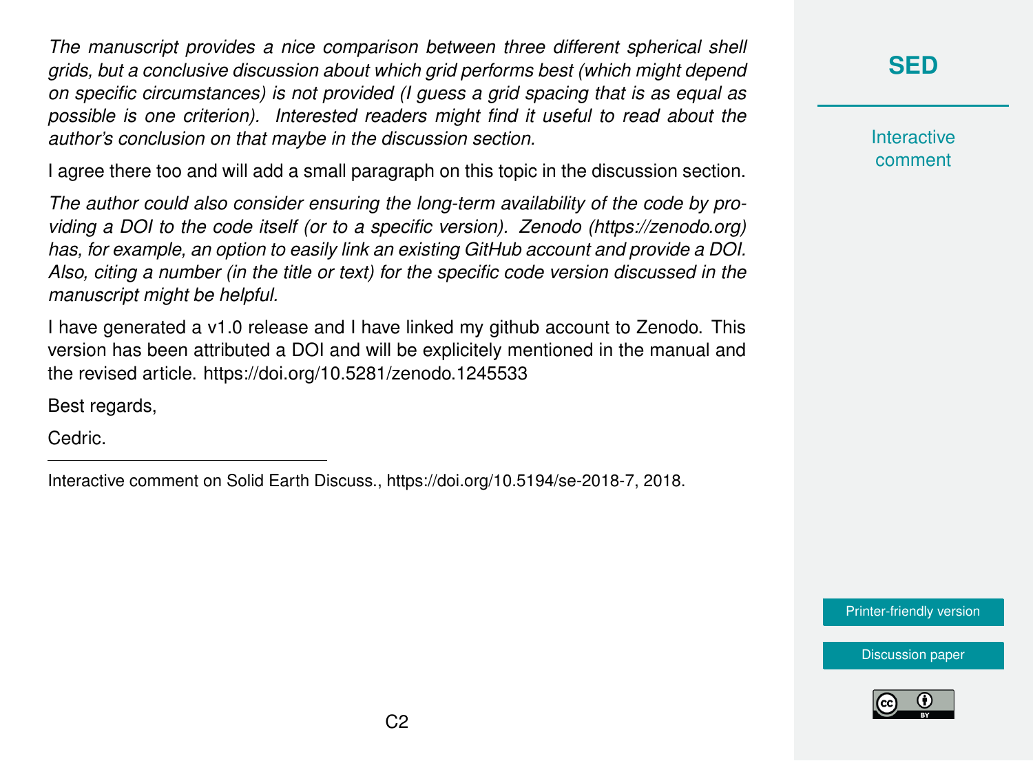*The manuscript provides a nice comparison between three different spherical shell grids, but a conclusive discussion about which grid performs best (which might depend on specific circumstances) is not provided (I guess a grid spacing that is as equal as possible is one criterion). Interested readers might find it useful to read about the author's conclusion on that maybe in the discussion section.*

I agree there too and will add a small paragraph on this topic in the discussion section.

*The author could also consider ensuring the long-term availability of the code by providing a DOI to the code itself (or to a specific version). Zenodo (https://zenodo.org) has, for example, an option to easily link an existing GitHub account and provide a DOI. Also, citing a number (in the title or text) for the specific code version discussed in the manuscript might be helpful.*

I have generated a v1.0 release and I have linked my github account to Zenodo. This version has been attributed a DOI and will be explicitely mentioned in the manual and the revised article. https://doi.org/10.5281/zenodo.1245533

Best regards,

Cedric.

---

Interactive comment on Solid Earth Discuss., https://doi.org/10.5194/se-2018-7, 2018.